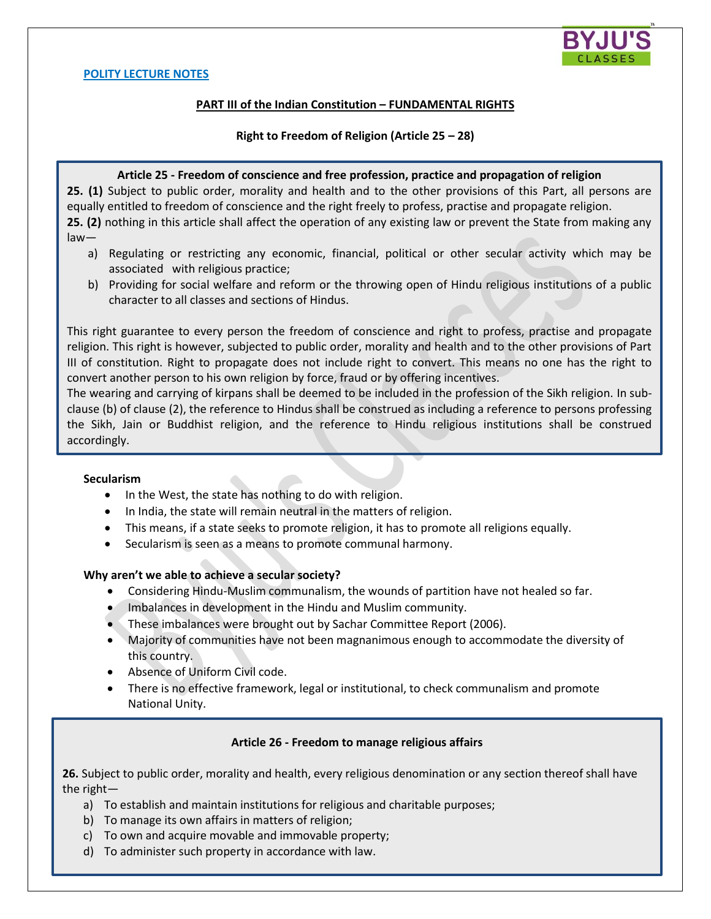**POLITY LECTURE NOTES**

## PART III of the Indian Constitution – FUNDAMENTAL RIGHTS

### Right to Freedom of Religion (Article 25 – 28)

**Article 25 - Freedom of conscience and free profession, practice and propagation of religion**

**25. (1)** Subject to public order, morality and health and to the other provisions of this Part, all persons are equally entitled to freedom of conscience and the right freely to profess, practise and propagate religion.

**25. (2)** nothing in this article shall affect the operation of any existing law or prevent the State from making any law—

a) Regulating or restricting any economic, financial, political or other secular activity which may be associated with religious practice;
b) Providing for social welfare and reform or the throwing open of Hindu religious institutions of a public character to all classes and sections of Hindus.

This right guarantee to every person the freedom of conscience and right to profess, practise and propagate religion. This right is however, subjected to public order, morality and health and to the other provisions of Part III of constitution. Right to propagate does not include right to convert. This means no one has the right to convert another person to his own religion by force, fraud or by offering incentives.

The wearing and carrying of kirpans shall be deemed to be included in the profession of the Sikh religion. In sub-clause (b) of clause (2), the reference to Hindus shall be construed as including a reference to persons professing the Sikh, Jain or Buddhist religion, and the reference to Hindu religious institutions shall be construed accordingly.

**Secularism**

- In the West, the state has nothing to do with religion.
- In India, the state will remain neutral in the matters of religion.
- This means, if a state seeks to promote religion, it has to promote all religions equally.
- Secularism is seen as a means to promote communal harmony.

**Why aren't we able to achieve a secular society?**

- Considering Hindu-Muslim communalism, the wounds of partition have not healed so far.
- Imbalances in development in the Hindu and Muslim community.
- These imbalances were brought out by Sachar Committee Report (2006).
- Majority of communities have not been magnanimous enough to accommodate the diversity of this country.
- Absence of Uniform Civil code.
- There is no effective framework, legal or institutional, to check communalism and promote National Unity.

**Article 26 - Freedom to manage religious affairs**

**26.** Subject to public order, morality and health, every religious denomination or any section thereof shall have the right—

a) To establish and maintain institutions for religious and charitable purposes;
b) To manage its own affairs in matters of religion;
c) To own and acquire movable and immovable property;
d) To administer such property in accordance with law.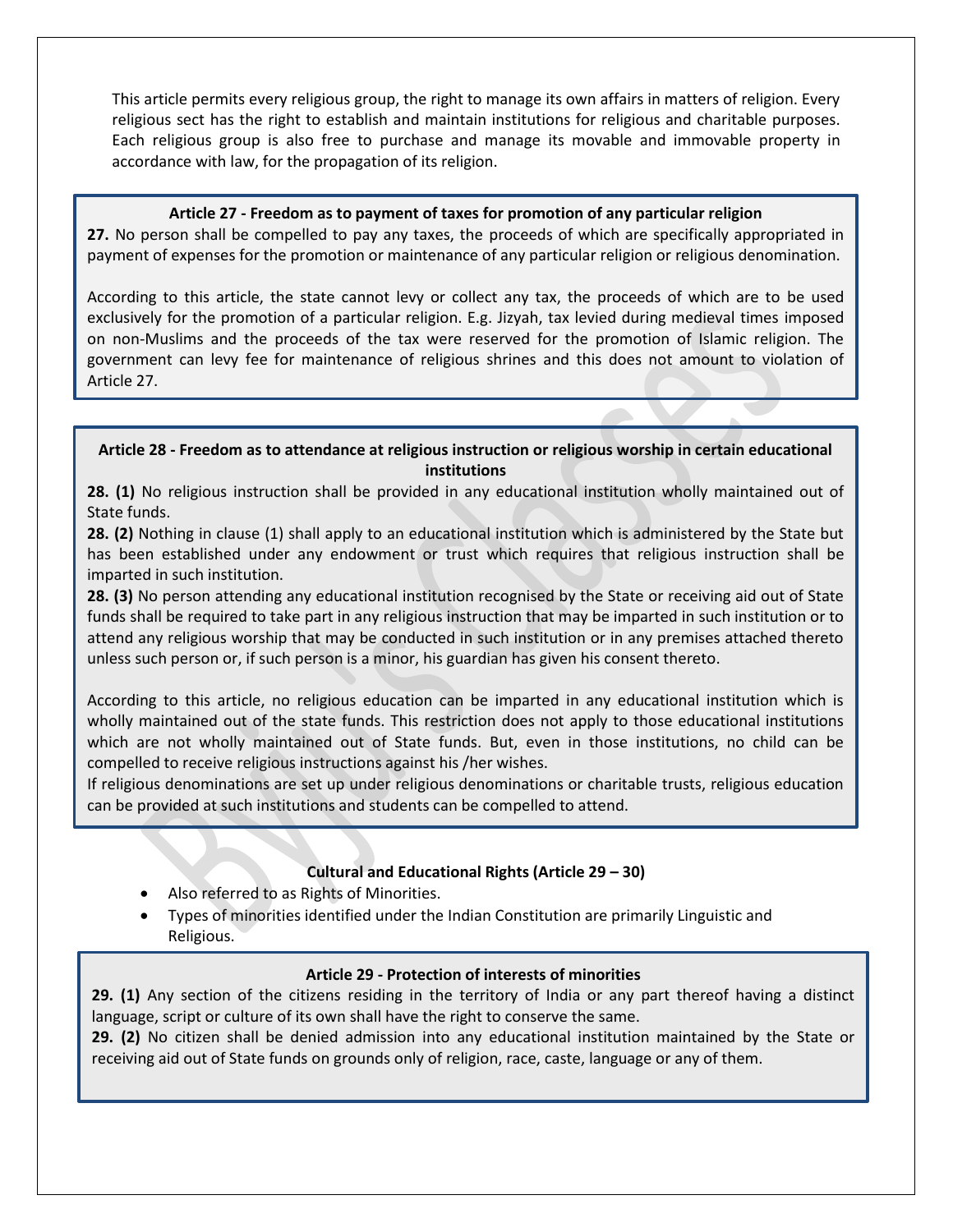This article permits every religious group, the right to manage its own affairs in matters of religion. Every religious sect has the right to establish and maintain institutions for religious and charitable purposes. Each religious group is also free to purchase and manage its movable and immovable property in accordance with law, for the propagation of its religion.

### Article 27 - Freedom as to payment of taxes for promotion of any particular religion

**27.** No person shall be compelled to pay any taxes, the proceeds of which are specifically appropriated in payment of expenses for the promotion or maintenance of any particular religion or religious denomination.

According to this article, the state cannot levy or collect any tax, the proceeds of which are to be used exclusively for the promotion of a particular religion. E.g. Jizyah, tax levied during medieval times imposed on non-Muslims and the proceeds of the tax were reserved for the promotion of Islamic religion. The government can levy fee for maintenance of religious shrines and this does not amount to violation of Article 27.

### Article 28 - Freedom as to attendance at religious instruction or religious worship in certain educational institutions

**28. (1)** No religious instruction shall be provided in any educational institution wholly maintained out of State funds.

**28. (2)** Nothing in clause (1) shall apply to an educational institution which is administered by the State but has been established under any endowment or trust which requires that religious instruction shall be imparted in such institution.

**28. (3)** No person attending any educational institution recognised by the State or receiving aid out of State funds shall be required to take part in any religious instruction that may be imparted in such institution or to attend any religious worship that may be conducted in such institution or in any premises attached thereto unless such person or, if such person is a minor, his guardian has given his consent thereto.

According to this article, no religious education can be imparted in any educational institution which is wholly maintained out of the state funds. This restriction does not apply to those educational institutions which are not wholly maintained out of State funds. But, even in those institutions, no child can be compelled to receive religious instructions against his /her wishes.

If religious denominations are set up under religious denominations or charitable trusts, religious education can be provided at such institutions and students can be compelled to attend.

## Cultural and Educational Rights (Article 29 – 30)

- Also referred to as Rights of Minorities.
- Types of minorities identified under the Indian Constitution are primarily Linguistic and Religious.

### Article 29 - Protection of interests of minorities

**29. (1)** Any section of the citizens residing in the territory of India or any part thereof having a distinct language, script or culture of its own shall have the right to conserve the same.

**29. (2)** No citizen shall be denied admission into any educational institution maintained by the State or receiving aid out of State funds on grounds only of religion, race, caste, language or any of them.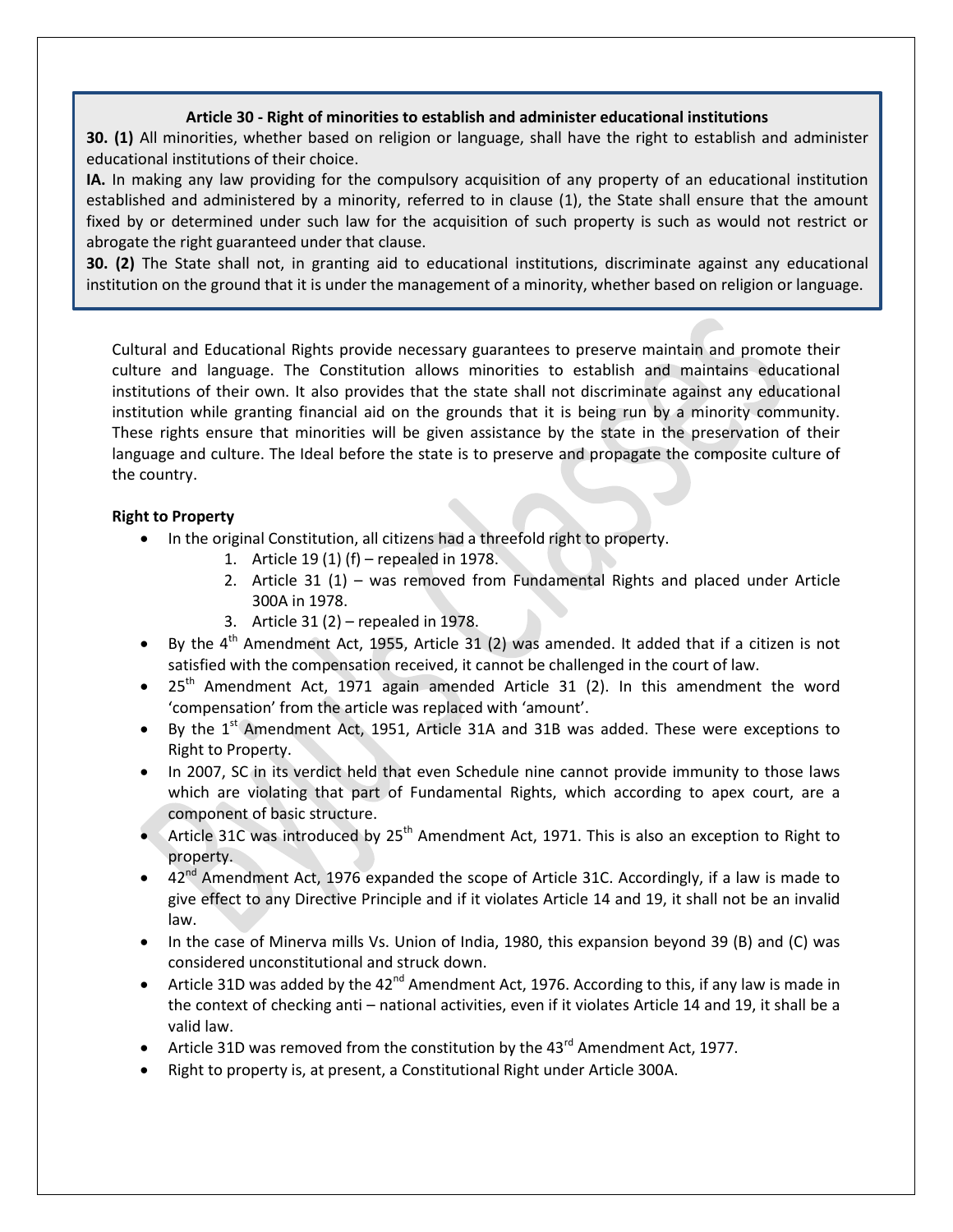**Article 30 - Right of minorities to establish and administer educational institutions**

**30. (1)** All minorities, whether based on religion or language, shall have the right to establish and administer educational institutions of their choice.

**IA.** In making any law providing for the compulsory acquisition of any property of an educational institution established and administered by a minority, referred to in clause (1), the State shall ensure that the amount fixed by or determined under such law for the acquisition of such property is such as would not restrict or abrogate the right guaranteed under that clause.

**30. (2)** The State shall not, in granting aid to educational institutions, discriminate against any educational institution on the ground that it is under the management of a minority, whether based on religion or language.

Cultural and Educational Rights provide necessary guarantees to preserve maintain and promote their culture and language. The Constitution allows minorities to establish and maintains educational institutions of their own. It also provides that the state shall not discriminate against any educational institution while granting financial aid on the grounds that it is being run by a minority community. These rights ensure that minorities will be given assistance by the state in the preservation of their language and culture. The Ideal before the state is to preserve and propagate the composite culture of the country.

**Right to Property**

- In the original Constitution, all citizens had a threefold right to property.
  1. Article 19 (1) (f) – repealed in 1978.
  2. Article 31 (1) – was removed from Fundamental Rights and placed under Article 300A in 1978.
  3. Article 31 (2) – repealed in 1978.
- By the 4th Amendment Act, 1955, Article 31 (2) was amended. It added that if a citizen is not satisfied with the compensation received, it cannot be challenged in the court of law.
- 25th Amendment Act, 1971 again amended Article 31 (2). In this amendment the word 'compensation' from the article was replaced with 'amount'.
- By the 1st Amendment Act, 1951, Article 31A and 31B was added. These were exceptions to Right to Property.
- In 2007, SC in its verdict held that even Schedule nine cannot provide immunity to those laws which are violating that part of Fundamental Rights, which according to apex court, are a component of basic structure.
- Article 31C was introduced by 25th Amendment Act, 1971. This is also an exception to Right to property.
- 42nd Amendment Act, 1976 expanded the scope of Article 31C. Accordingly, if a law is made to give effect to any Directive Principle and if it violates Article 14 and 19, it shall not be an invalid law.
- In the case of Minerva mills Vs. Union of India, 1980, this expansion beyond 39 (B) and (C) was considered unconstitutional and struck down.
- Article 31D was added by the 42nd Amendment Act, 1976. According to this, if any law is made in the context of checking anti – national activities, even if it violates Article 14 and 19, it shall be a valid law.
- Article 31D was removed from the constitution by the 43rd Amendment Act, 1977.
- Right to property is, at present, a Constitutional Right under Article 300A.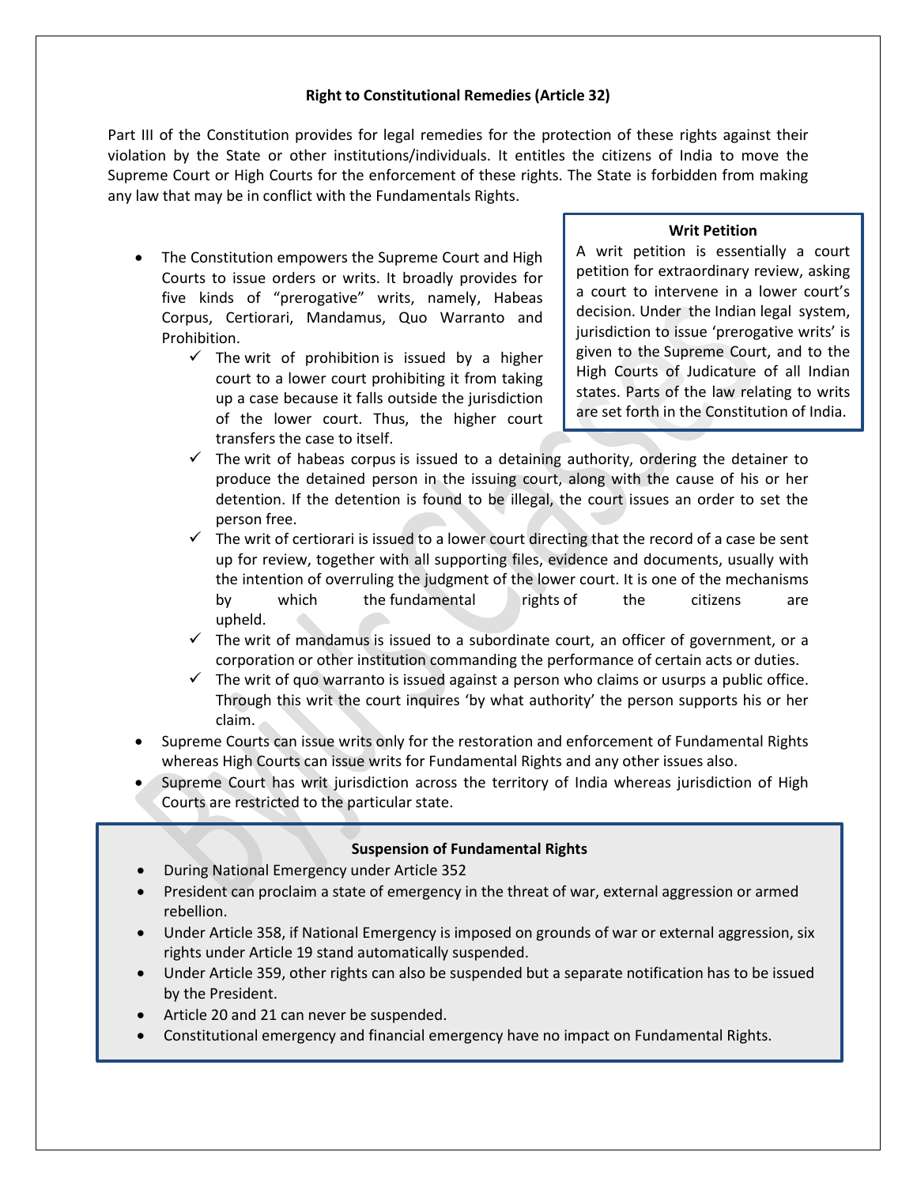## Right to Constitutional Remedies (Article 32)

Part III of the Constitution provides for legal remedies for the protection of these rights against their violation by the State or other institutions/individuals. It entitles the citizens of India to move the Supreme Court or High Courts for the enforcement of these rights. The State is forbidden from making any law that may be in conflict with the Fundamentals Rights.

> **Writ Petition**
>
> A writ petition is essentially a court petition for extraordinary review, asking a court to intervene in a lower court's decision. Under the Indian legal system, jurisdiction to issue 'prerogative writs' is given to the Supreme Court, and to the High Courts of Judicature of all Indian states. Parts of the law relating to writs are set forth in the Constitution of India.

- The Constitution empowers the Supreme Court and High Courts to issue orders or writs. It broadly provides for five kinds of "prerogative" writs, namely, Habeas Corpus, Certiorari, Mandamus, Quo Warranto and Prohibition.
  - ✓ The writ of prohibition is issued by a higher court to a lower court prohibiting it from taking up a case because it falls outside the jurisdiction of the lower court. Thus, the higher court transfers the case to itself.
  - ✓ The writ of habeas corpus is issued to a detaining authority, ordering the detainer to produce the detained person in the issuing court, along with the cause of his or her detention. If the detention is found to be illegal, the court issues an order to set the person free.
  - ✓ The writ of certiorari is issued to a lower court directing that the record of a case be sent up for review, together with all supporting files, evidence and documents, usually with the intention of overruling the judgment of the lower court. It is one of the mechanisms by which the fundamental rights of the citizens are upheld.
  - ✓ The writ of mandamus is issued to a subordinate court, an officer of government, or a corporation or other institution commanding the performance of certain acts or duties.
  - ✓ The writ of quo warranto is issued against a person who claims or usurps a public office. Through this writ the court inquires 'by what authority' the person supports his or her claim.
- Supreme Courts can issue writs only for the restoration and enforcement of Fundamental Rights whereas High Courts can issue writs for Fundamental Rights and any other issues also.
- Supreme Court has writ jurisdiction across the territory of India whereas jurisdiction of High Courts are restricted to the particular state.

> **Suspension of Fundamental Rights**
>
> - During National Emergency under Article 352
> - President can proclaim a state of emergency in the threat of war, external aggression or armed rebellion.
> - Under Article 358, if National Emergency is imposed on grounds of war or external aggression, six rights under Article 19 stand automatically suspended.
> - Under Article 359, other rights can also be suspended but a separate notification has to be issued by the President.
> - Article 20 and 21 can never be suspended.
> - Constitutional emergency and financial emergency have no impact on Fundamental Rights.